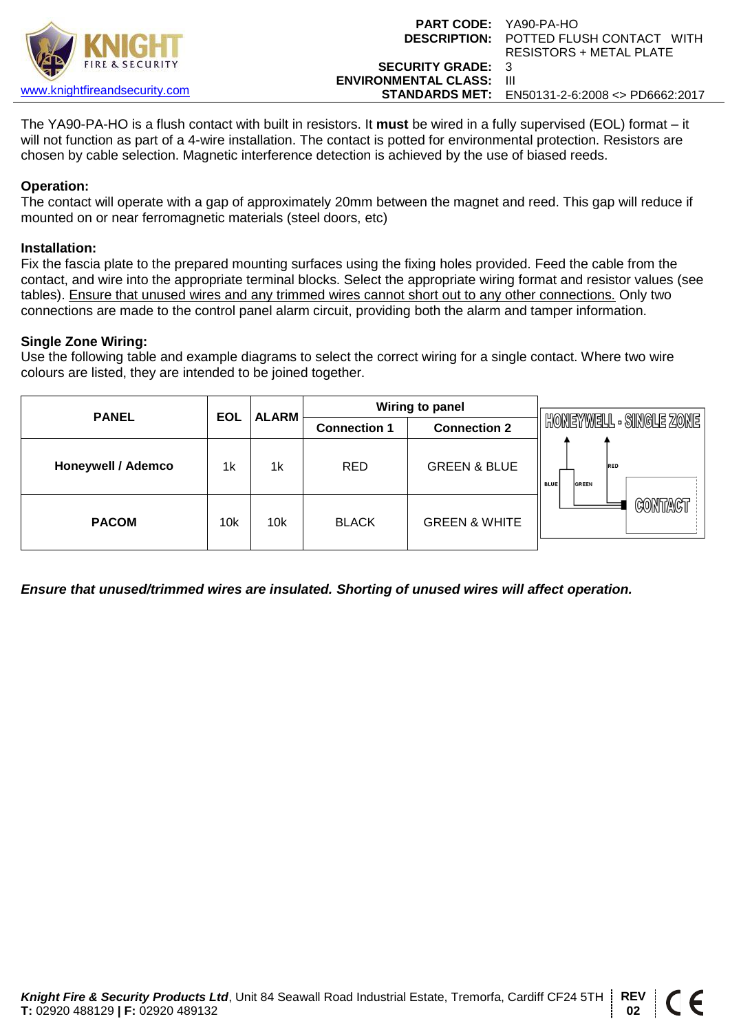KNIGHT FIRE & SECURITY

www.knightfireandsecurity.com

**PART CODE:** YA90-PA-HO
**DESCRIPTION:** POTTED FLUSH CONTACT WITH RESISTORS + METAL PLATE
**SECURITY GRADE:** 3
**ENVIRONMENTAL CLASS:** III
**STANDARDS MET:** EN50131-2-6:2008 <> PD6662:2017

The YA90-PA-HO is a flush contact with built in resistors. It **must** be wired in a fully supervised (EOL) format – it will not function as part of a 4-wire installation. The contact is potted for environmental protection. Resistors are chosen by cable selection. Magnetic interference detection is achieved by the use of biased reeds.

**Operation:**
The contact will operate with a gap of approximately 20mm between the magnet and reed. This gap will reduce if mounted on or near ferromagnetic materials (steel doors, etc)

**Installation:**
Fix the fascia plate to the prepared mounting surfaces using the fixing holes provided. Feed the cable from the contact, and wire into the appropriate terminal blocks. Select the appropriate wiring format and resistor values (see tables). Ensure that unused wires and any trimmed wires cannot short out to any other connections. Only two connections are made to the control panel alarm circuit, providing both the alarm and tamper information.

**Single Zone Wiring:**
Use the following table and example diagrams to select the correct wiring for a single contact. Where two wire colours are listed, they are intended to be joined together.

| PANEL | EOL | ALARM | Wiring to panel | |
|---|---|---|---|---|
| | | | Connection 1 | Connection 2 |
| **Honeywell / Ademco** | 1k | 1k | RED | GREEN & BLUE |
| **PACOM** | 10k | 10k | BLACK | GREEN & WHITE |

HONEYWELL - SINGLE ZONE
RED
BLUE
GREEN
CONTACT

***Ensure that unused/trimmed wires are insulated. Shorting of unused wires will affect operation.***

***Knight Fire & Security Products Ltd***, Unit 84 Seawall Road Industrial Estate, Tremorfa, Cardiff CF24 5TH
**T:** 02920 488129 **| F:** 02920 489132
**REV 02**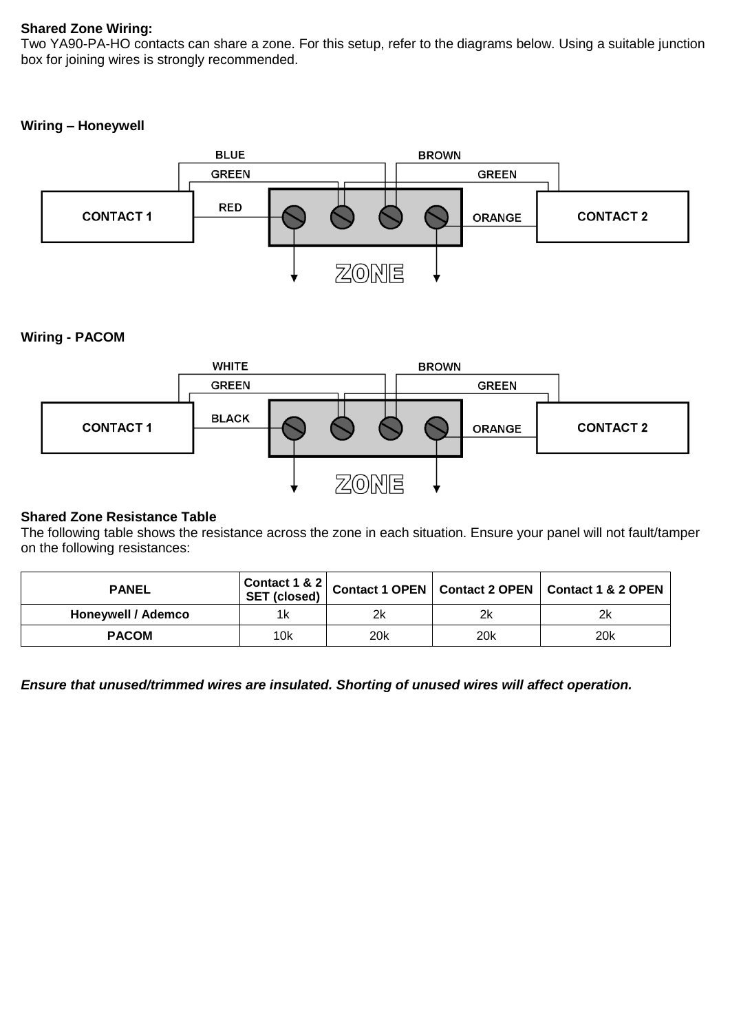**Shared Zone Wiring:**
Two YA90-PA-HO contacts can share a zone. For this setup, refer to the diagrams below. Using a suitable junction box for joining wires is strongly recommended.

**Wiring – Honeywell**

BLUE
GREEN
RED
CONTACT 1
BROWN
GREEN
ORANGE
CONTACT 2
ZONE

**Wiring - PACOM**

WHITE
GREEN
BLACK
CONTACT 1
BROWN
GREEN
ORANGE
CONTACT 2
ZONE

**Shared Zone Resistance Table**
The following table shows the resistance across the zone in each situation. Ensure your panel will not fault/tamper on the following resistances:

| PANEL | Contact 1 & 2 SET (closed) | Contact 1 OPEN | Contact 2 OPEN | Contact 1 & 2 OPEN |
|---|---|---|---|---|
| **Honeywell / Ademco** | 1k | 2k | 2k | 2k |
| **PACOM** | 10k | 20k | 20k | 20k |

***Ensure that unused/trimmed wires are insulated. Shorting of unused wires will affect operation.***